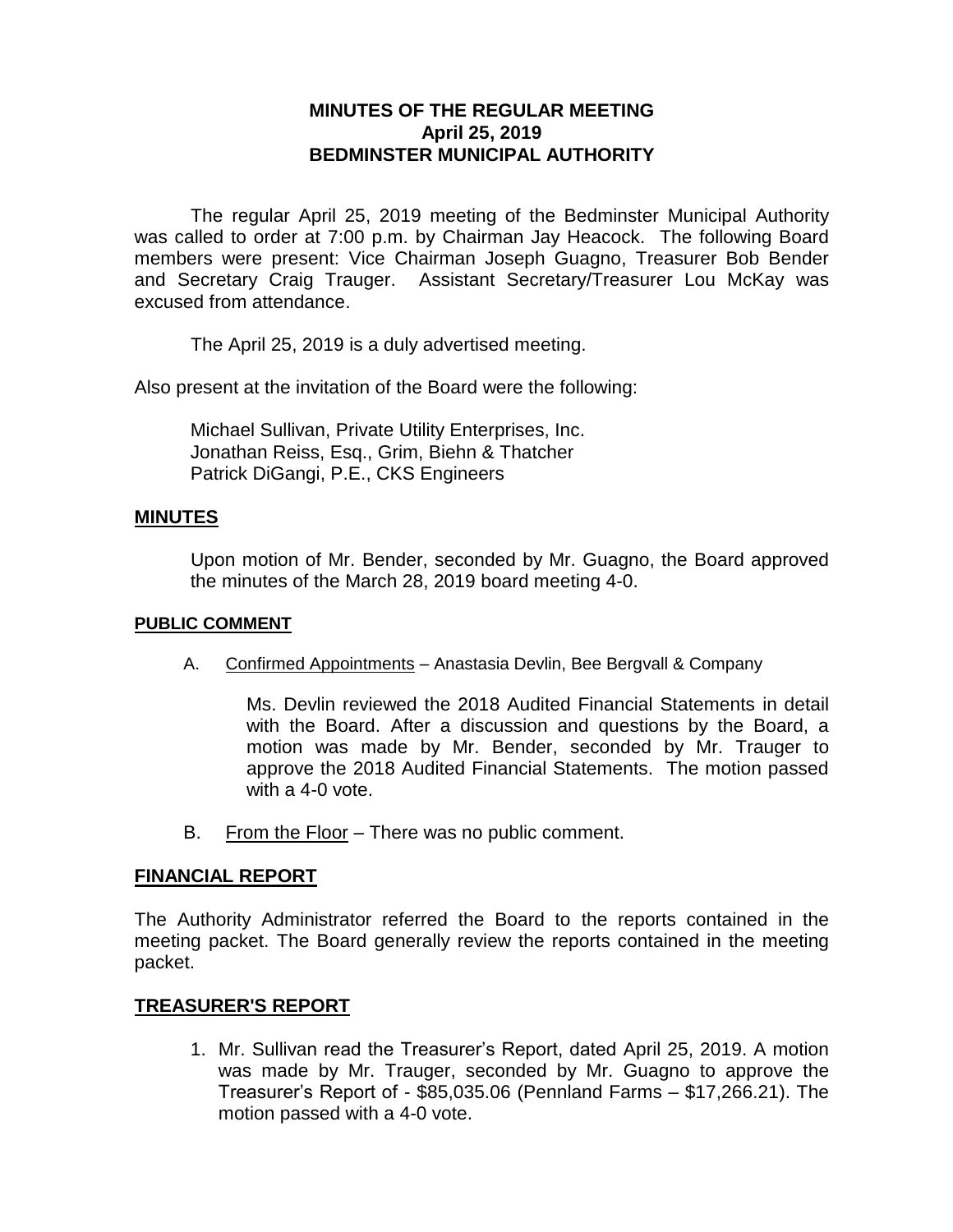**MINUTES OF THE REGULAR MEETING**
**April 25, 2019**
**BEDMINSTER MUNICIPAL AUTHORITY**

The regular April 25, 2019 meeting of the Bedminster Municipal Authority was called to order at 7:00 p.m. by Chairman Jay Heacock. The following Board members were present: Vice Chairman Joseph Guagno, Treasurer Bob Bender and Secretary Craig Trauger. Assistant Secretary/Treasurer Lou McKay was excused from attendance.

The April 25, 2019 is a duly advertised meeting.

Also present at the invitation of the Board were the following:

Michael Sullivan, Private Utility Enterprises, Inc.
Jonathan Reiss, Esq., Grim, Biehn & Thatcher
Patrick DiGangi, P.E., CKS Engineers

## MINUTES

Upon motion of Mr. Bender, seconded by Mr. Guagno, the Board approved the minutes of the March 28, 2019 board meeting 4-0.

## PUBLIC COMMENT

A. Confirmed Appointments – Anastasia Devlin, Bee Bergvall & Company

Ms. Devlin reviewed the 2018 Audited Financial Statements in detail with the Board. After a discussion and questions by the Board, a motion was made by Mr. Bender, seconded by Mr. Trauger to approve the 2018 Audited Financial Statements. The motion passed with a 4-0 vote.

B. From the Floor – There was no public comment.

## FINANCIAL REPORT

The Authority Administrator referred the Board to the reports contained in the meeting packet. The Board generally review the reports contained in the meeting packet.

## TREASURER'S REPORT

1. Mr. Sullivan read the Treasurer's Report, dated April 25, 2019. A motion was made by Mr. Trauger, seconded by Mr. Guagno to approve the Treasurer's Report of - $85,035.06 (Pennland Farms – $17,266.21). The motion passed with a 4-0 vote.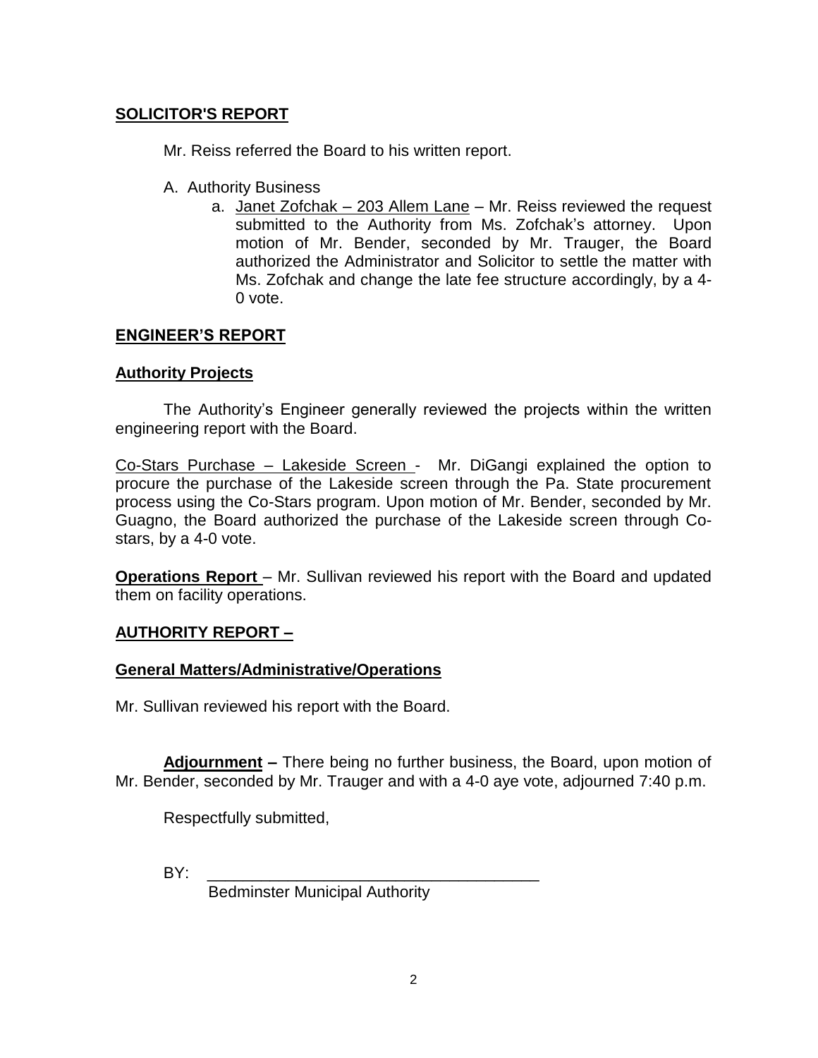## **SOLICITOR'S REPORT**

Mr. Reiss referred the Board to his written report.

A. Authority Business

a. Janet Zofchak – 203 Allem Lane – Mr. Reiss reviewed the request submitted to the Authority from Ms. Zofchak's attorney. Upon motion of Mr. Bender, seconded by Mr. Trauger, the Board authorized the Administrator and Solicitor to settle the matter with Ms. Zofchak and change the late fee structure accordingly, by a 4-0 vote.

## **ENGINEER'S REPORT**

### **Authority Projects**

The Authority's Engineer generally reviewed the projects within the written engineering report with the Board.

Co-Stars Purchase – Lakeside Screen - Mr. DiGangi explained the option to procure the purchase of the Lakeside screen through the Pa. State procurement process using the Co-Stars program. Upon motion of Mr. Bender, seconded by Mr. Guagno, the Board authorized the purchase of the Lakeside screen through Co-stars, by a 4-0 vote.

**Operations Report** – Mr. Sullivan reviewed his report with the Board and updated them on facility operations.

## **AUTHORITY REPORT –**

### **General Matters/Administrative/Operations**

Mr. Sullivan reviewed his report with the Board.

**Adjournment –** There being no further business, the Board, upon motion of Mr. Bender, seconded by Mr. Trauger and with a 4-0 aye vote, adjourned 7:40 p.m.

Respectfully submitted,

BY: \_\_\_\_\_\_\_\_\_\_\_\_\_\_\_\_\_\_\_\_\_\_\_\_\_\_\_\_\_\_\_\_\_\_\_\_\_\_

Bedminster Municipal Authority